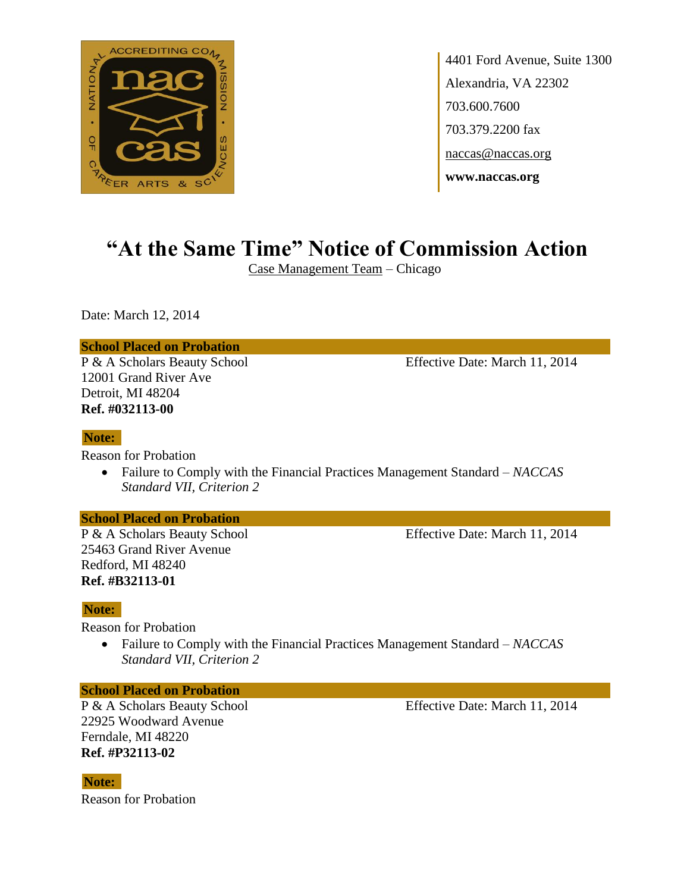4401 Ford Avenue, Suite 1300
Alexandria, VA 22302
703.600.7600
703.379.2200 fax
naccas@naccas.org
**www.naccas.org**

# "At the Same Time" Notice of Commission Action

Case Management Team – Chicago

Date: March 12, 2014

**School Placed on Probation**

P & A Scholars Beauty School
12001 Grand River Ave
Detroit, MI 48204
**Ref. #032113-00**

Effective Date: March 11, 2014

**Note:**

Reason for Probation

- Failure to Comply with the Financial Practices Management Standard – *NACCAS Standard VII, Criterion 2*

**School Placed on Probation**

P & A Scholars Beauty School
25463 Grand River Avenue
Redford, MI 48240
**Ref. #B32113-01**

Effective Date: March 11, 2014

**Note:**

Reason for Probation

- Failure to Comply with the Financial Practices Management Standard – *NACCAS Standard VII, Criterion 2*

**School Placed on Probation**

P & A Scholars Beauty School
22925 Woodward Avenue
Ferndale, MI 48220
**Ref. #P32113-02**

Effective Date: March 11, 2014

**Note:**

Reason for Probation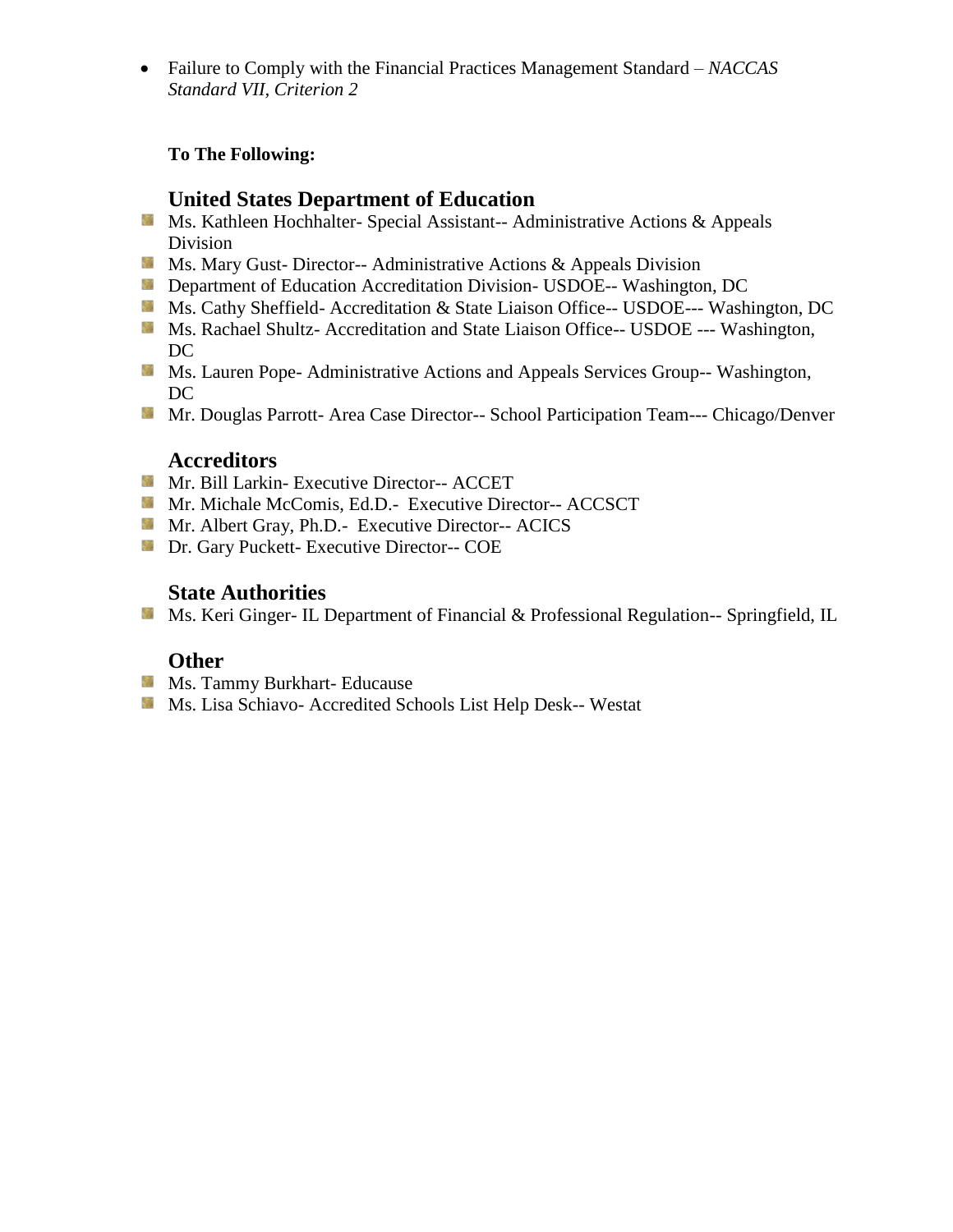- Failure to Comply with the Financial Practices Management Standard – *NACCAS Standard VII, Criterion 2*

**To The Following:**

## United States Department of Education

- Ms. Kathleen Hochhalter- Special Assistant-- Administrative Actions & Appeals Division
- Ms. Mary Gust- Director-- Administrative Actions & Appeals Division
- Department of Education Accreditation Division- USDOE-- Washington, DC
- Ms. Cathy Sheffield- Accreditation & State Liaison Office-- USDOE--- Washington, DC
- Ms. Rachael Shultz- Accreditation and State Liaison Office-- USDOE --- Washington, DC
- Ms. Lauren Pope- Administrative Actions and Appeals Services Group-- Washington, DC
- Mr. Douglas Parrott- Area Case Director-- School Participation Team--- Chicago/Denver

## Accreditors

- Mr. Bill Larkin- Executive Director-- ACCET
- Mr. Michale McComis, Ed.D.- Executive Director-- ACCSCT
- Mr. Albert Gray, Ph.D.- Executive Director-- ACICS
- Dr. Gary Puckett- Executive Director-- COE

## State Authorities

- Ms. Keri Ginger- IL Department of Financial & Professional Regulation-- Springfield, IL

## Other

- Ms. Tammy Burkhart- Educause
- Ms. Lisa Schiavo- Accredited Schools List Help Desk-- Westat